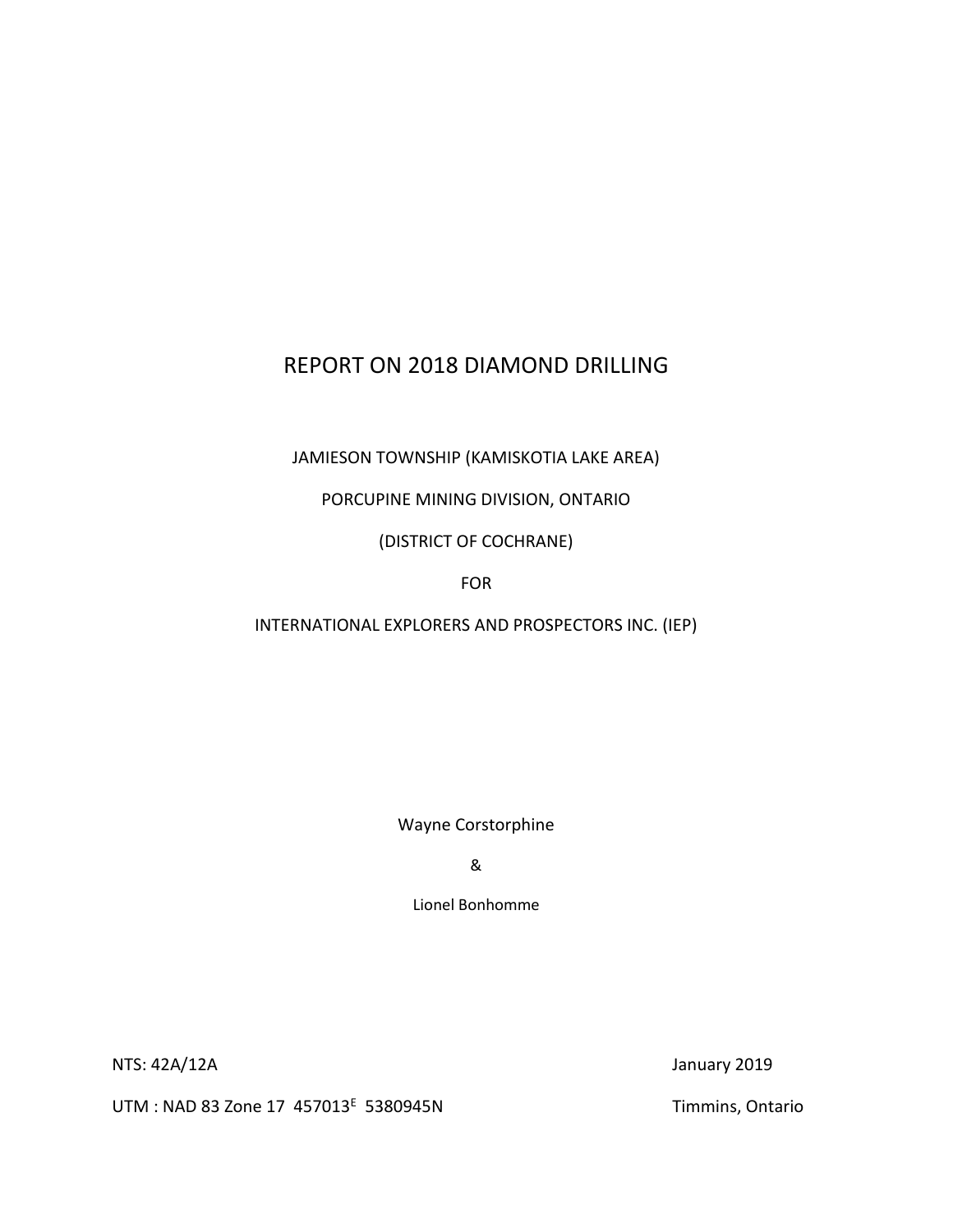# REPORT ON 2018 DIAMOND DRILLING

JAMIESON TOWNSHIP (KAMISKOTIA LAKE AREA)

PORCUPINE MINING DIVISION, ONTARIO

(DISTRICT OF COCHRANE)

FOR

INTERNATIONAL EXPLORERS AND PROSPECTORS INC. (IEP)

Wayne Corstorphine

&

Lionel Bonhomme

NTS: 42A/12A

January 2019

UTM : NAD 83 Zone 17 457013$^{E}$ 5380945N

Timmins, Ontario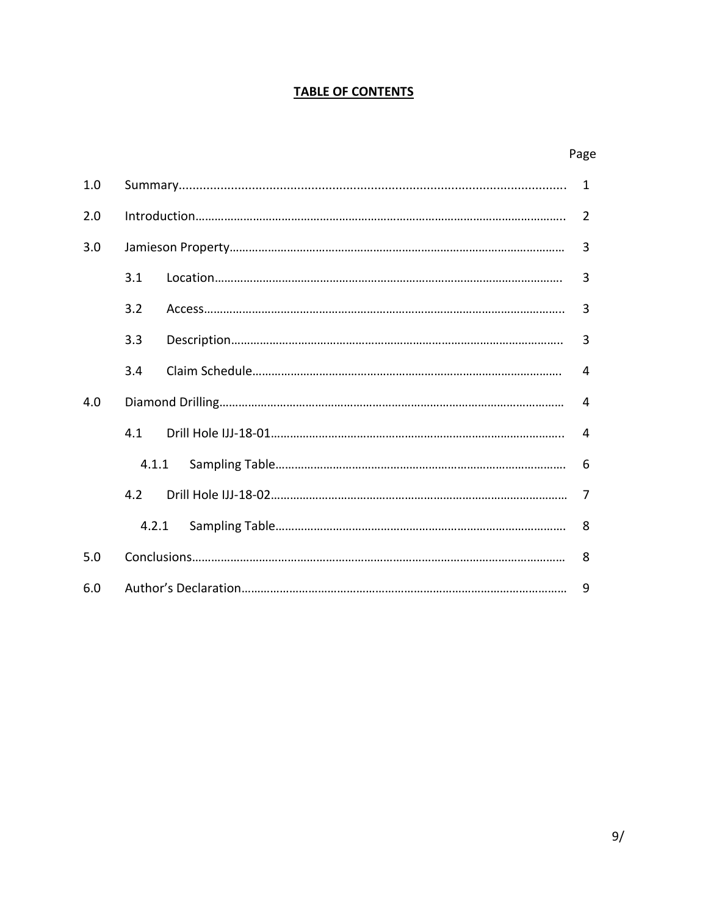# TABLE OF CONTENTS

| | | Page |
|---|---|---|
| 1.0 | Summary | 1 |
| 2.0 | Introduction | 2 |
| 3.0 | Jamieson Property | 3 |
| | 3.1 Location | 3 |
| | 3.2 Access | 3 |
| | 3.3 Description | 3 |
| | 3.4 Claim Schedule | 4 |
| 4.0 | Diamond Drilling | 4 |
| | 4.1 Drill Hole IJJ-18-01 | 4 |
| | 4.1.1 Sampling Table | 6 |
| | 4.2 Drill Hole IJJ-18-02 | 7 |
| | 4.2.1 Sampling Table | 8 |
| 5.0 | Conclusions | 8 |
| 6.0 | Author's Declaration | 9 |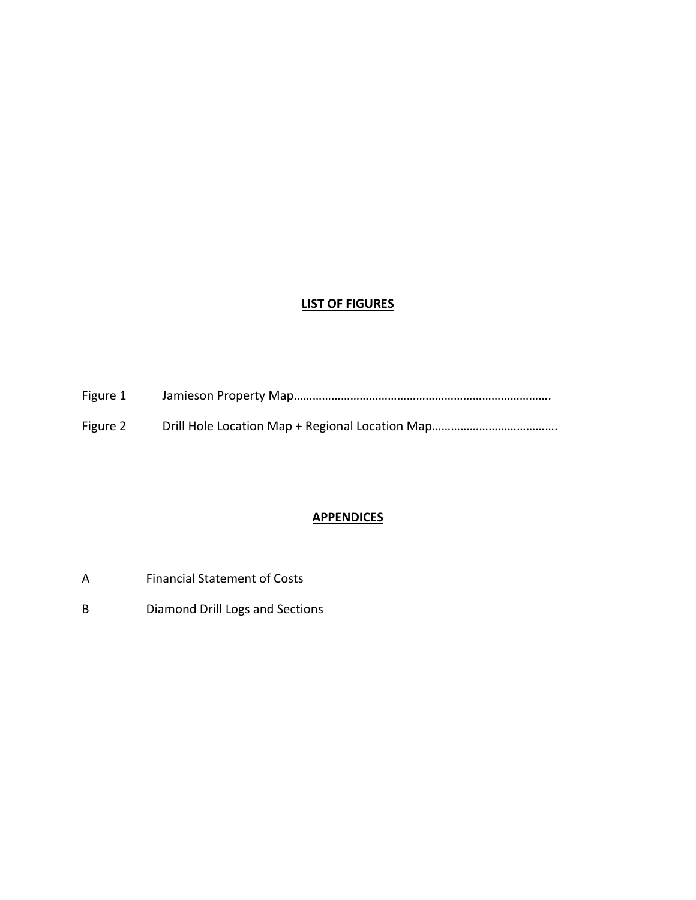## **LIST OF FIGURES**

Figure 1 Jamieson Property Map…………………………………………………………………….

Figure 2 Drill Hole Location Map + Regional Location Map………………………………….

## **APPENDICES**

A Financial Statement of Costs

B Diamond Drill Logs and Sections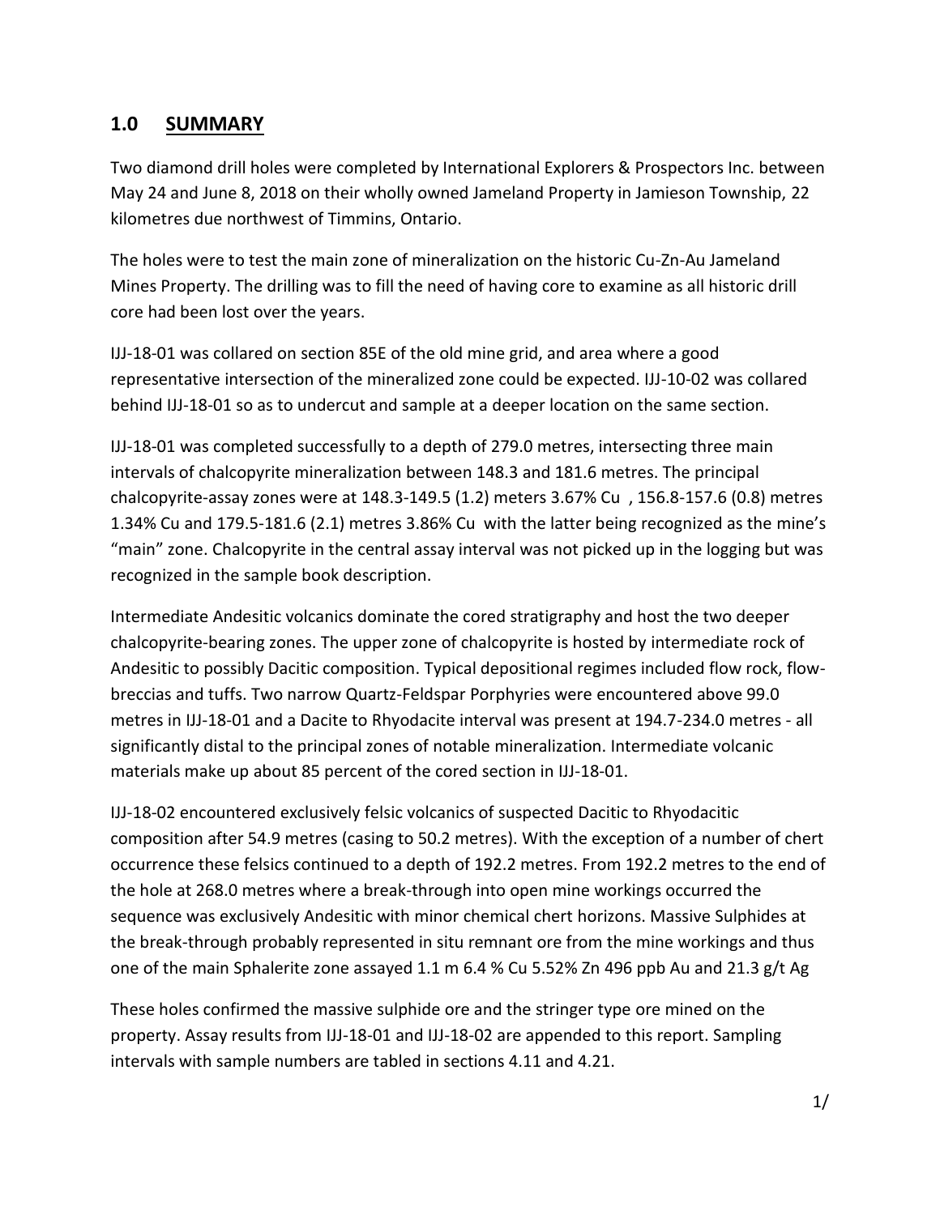## 1.0 SUMMARY

Two diamond drill holes were completed by International Explorers & Prospectors Inc. between May 24 and June 8, 2018 on their wholly owned Jameland Property in Jamieson Township, 22 kilometres due northwest of Timmins, Ontario.

The holes were to test the main zone of mineralization on the historic Cu-Zn-Au Jameland Mines Property. The drilling was to fill the need of having core to examine as all historic drill core had been lost over the years.

IJJ-18-01 was collared on section 85E of the old mine grid, and area where a good representative intersection of the mineralized zone could be expected. IJJ-10-02 was collared behind IJJ-18-01 so as to undercut and sample at a deeper location on the same section.

IJJ-18-01 was completed successfully to a depth of 279.0 metres, intersecting three main intervals of chalcopyrite mineralization between 148.3 and 181.6 metres. The principal chalcopyrite-assay zones were at 148.3-149.5 (1.2) meters 3.67% Cu , 156.8-157.6 (0.8) metres 1.34% Cu and 179.5-181.6 (2.1) metres 3.86% Cu with the latter being recognized as the mine's "main" zone. Chalcopyrite in the central assay interval was not picked up in the logging but was recognized in the sample book description.

Intermediate Andesitic volcanics dominate the cored stratigraphy and host the two deeper chalcopyrite-bearing zones. The upper zone of chalcopyrite is hosted by intermediate rock of Andesitic to possibly Dacitic composition. Typical depositional regimes included flow rock, flow-breccias and tuffs. Two narrow Quartz-Feldspar Porphyries were encountered above 99.0 metres in IJJ-18-01 and a Dacite to Rhyodacite interval was present at 194.7-234.0 metres - all significantly distal to the principal zones of notable mineralization. Intermediate volcanic materials make up about 85 percent of the cored section in IJJ-18-01.

IJJ-18-02 encountered exclusively felsic volcanics of suspected Dacitic to Rhyodacitic composition after 54.9 metres (casing to 50.2 metres). With the exception of a number of chert occurrence these felsics continued to a depth of 192.2 metres. From 192.2 metres to the end of the hole at 268.0 metres where a break-through into open mine workings occurred the sequence was exclusively Andesitic with minor chemical chert horizons. Massive Sulphides at the break-through probably represented in situ remnant ore from the mine workings and thus one of the main Sphalerite zone assayed 1.1 m 6.4 % Cu 5.52% Zn 496 ppb Au and 21.3 g/t Ag

These holes confirmed the massive sulphide ore and the stringer type ore mined on the property. Assay results from IJJ-18-01 and IJJ-18-02 are appended to this report. Sampling intervals with sample numbers are tabled in sections 4.11 and 4.21.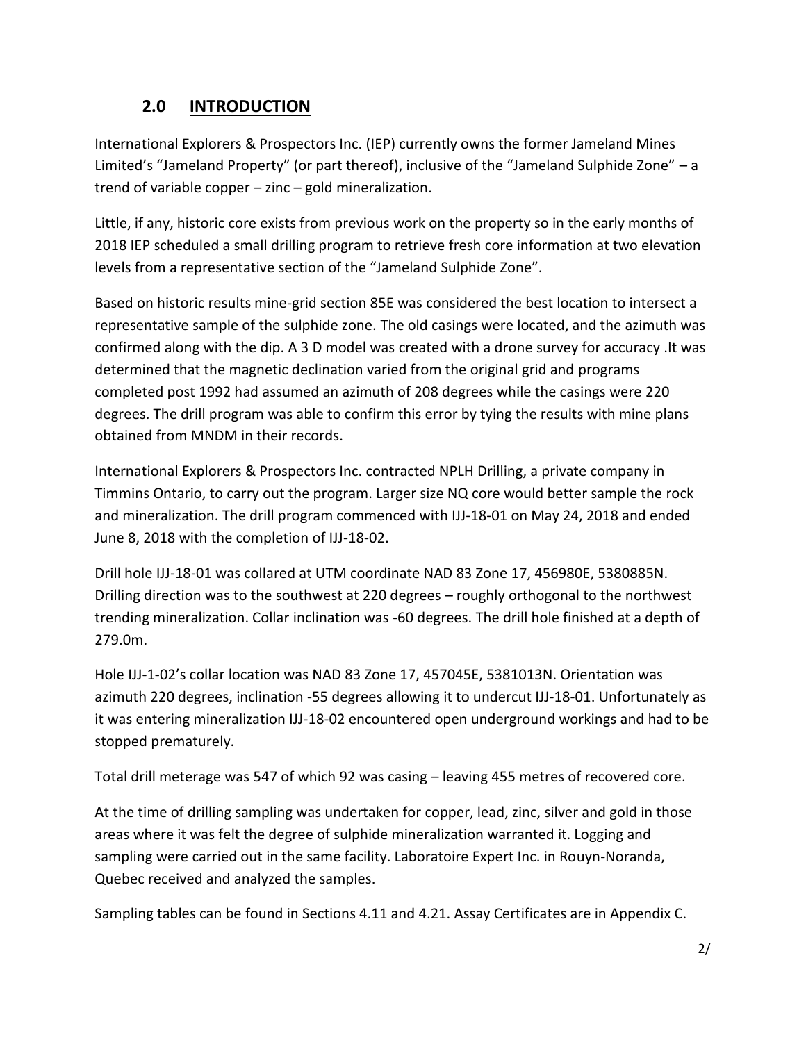## 2.0 INTRODUCTION

International Explorers & Prospectors Inc. (IEP) currently owns the former Jameland Mines Limited's "Jameland Property" (or part thereof), inclusive of the "Jameland Sulphide Zone" – a trend of variable copper – zinc – gold mineralization.

Little, if any, historic core exists from previous work on the property so in the early months of 2018 IEP scheduled a small drilling program to retrieve fresh core information at two elevation levels from a representative section of the "Jameland Sulphide Zone".

Based on historic results mine-grid section 85E was considered the best location to intersect a representative sample of the sulphide zone. The old casings were located, and the azimuth was confirmed along with the dip. A 3 D model was created with a drone survey for accuracy .It was determined that the magnetic declination varied from the original grid and programs completed post 1992 had assumed an azimuth of 208 degrees while the casings were 220 degrees. The drill program was able to confirm this error by tying the results with mine plans obtained from MNDM in their records.

International Explorers & Prospectors Inc. contracted NPLH Drilling, a private company in Timmins Ontario, to carry out the program. Larger size NQ core would better sample the rock and mineralization. The drill program commenced with IJJ-18-01 on May 24, 2018 and ended June 8, 2018 with the completion of IJJ-18-02.

Drill hole IJJ-18-01 was collared at UTM coordinate NAD 83 Zone 17, 456980E, 5380885N. Drilling direction was to the southwest at 220 degrees – roughly orthogonal to the northwest trending mineralization. Collar inclination was -60 degrees. The drill hole finished at a depth of 279.0m.

Hole IJJ-1-02's collar location was NAD 83 Zone 17, 457045E, 5381013N. Orientation was azimuth 220 degrees, inclination -55 degrees allowing it to undercut IJJ-18-01. Unfortunately as it was entering mineralization IJJ-18-02 encountered open underground workings and had to be stopped prematurely.

Total drill meterage was 547 of which 92 was casing – leaving 455 metres of recovered core.

At the time of drilling sampling was undertaken for copper, lead, zinc, silver and gold in those areas where it was felt the degree of sulphide mineralization warranted it. Logging and sampling were carried out in the same facility. Laboratoire Expert Inc. in Rouyn-Noranda, Quebec received and analyzed the samples.

Sampling tables can be found in Sections 4.11 and 4.21. Assay Certificates are in Appendix C.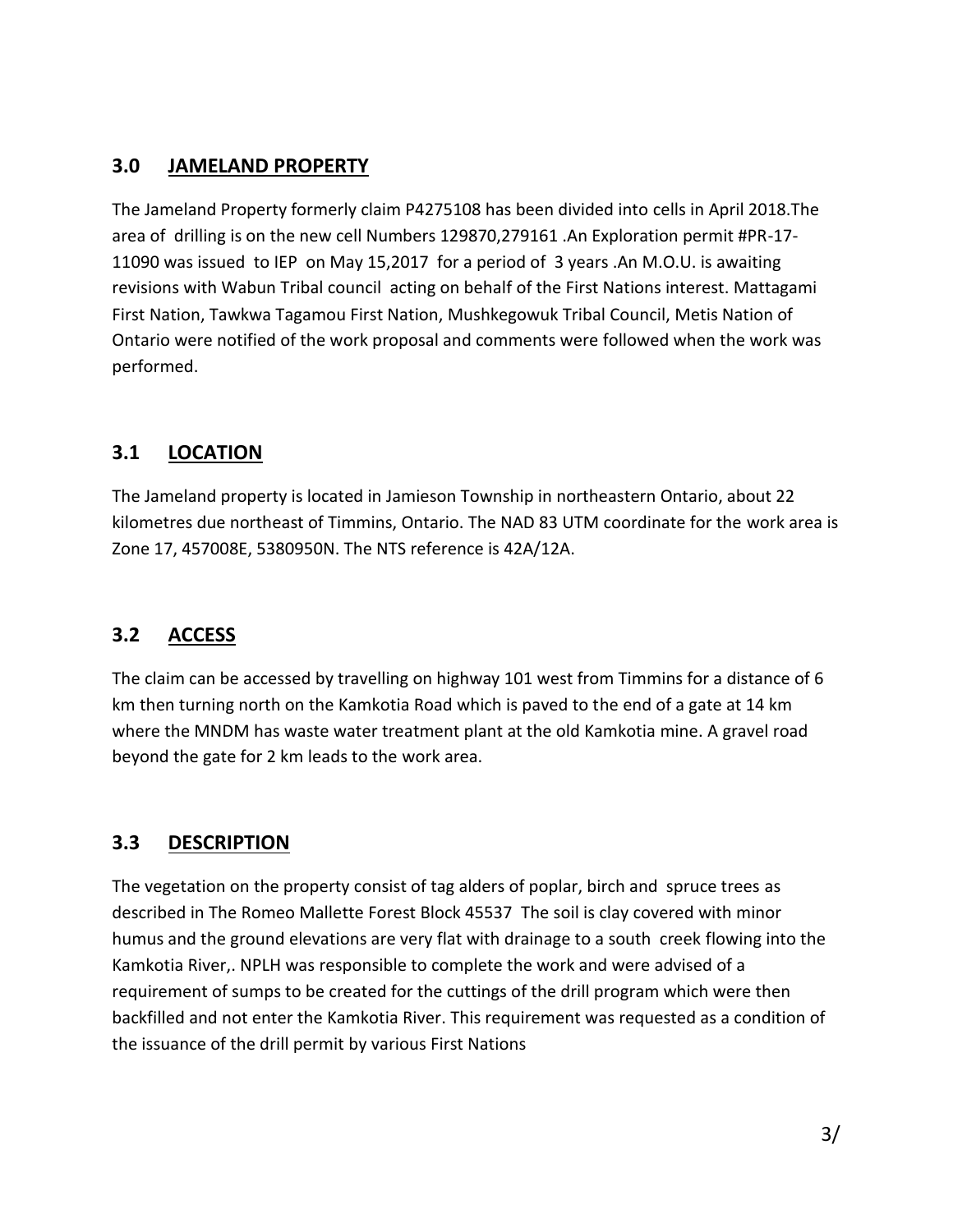## 3.0 JAMELAND PROPERTY

The Jameland Property formerly claim P4275108 has been divided into cells in April 2018.The area of drilling is on the new cell Numbers 129870,279161 .An Exploration permit #PR-17-11090 was issued to IEP on May 15,2017 for a period of 3 years .An M.O.U. is awaiting revisions with Wabun Tribal council acting on behalf of the First Nations interest. Mattagami First Nation, Tawkwa Tagamou First Nation, Mushkegowuk Tribal Council, Metis Nation of Ontario were notified of the work proposal and comments were followed when the work was performed.

## 3.1 LOCATION

The Jameland property is located in Jamieson Township in northeastern Ontario, about 22 kilometres due northeast of Timmins, Ontario. The NAD 83 UTM coordinate for the work area is Zone 17, 457008E, 5380950N. The NTS reference is 42A/12A.

## 3.2 ACCESS

The claim can be accessed by travelling on highway 101 west from Timmins for a distance of 6 km then turning north on the Kamkotia Road which is paved to the end of a gate at 14 km where the MNDM has waste water treatment plant at the old Kamkotia mine. A gravel road beyond the gate for 2 km leads to the work area.

## 3.3 DESCRIPTION

The vegetation on the property consist of tag alders of poplar, birch and spruce trees as described in The Romeo Mallette Forest Block 45537 The soil is clay covered with minor humus and the ground elevations are very flat with drainage to a south creek flowing into the Kamkotia River,. NPLH was responsible to complete the work and were advised of a requirement of sumps to be created for the cuttings of the drill program which were then backfilled and not enter the Kamkotia River. This requirement was requested as a condition of the issuance of the drill permit by various First Nations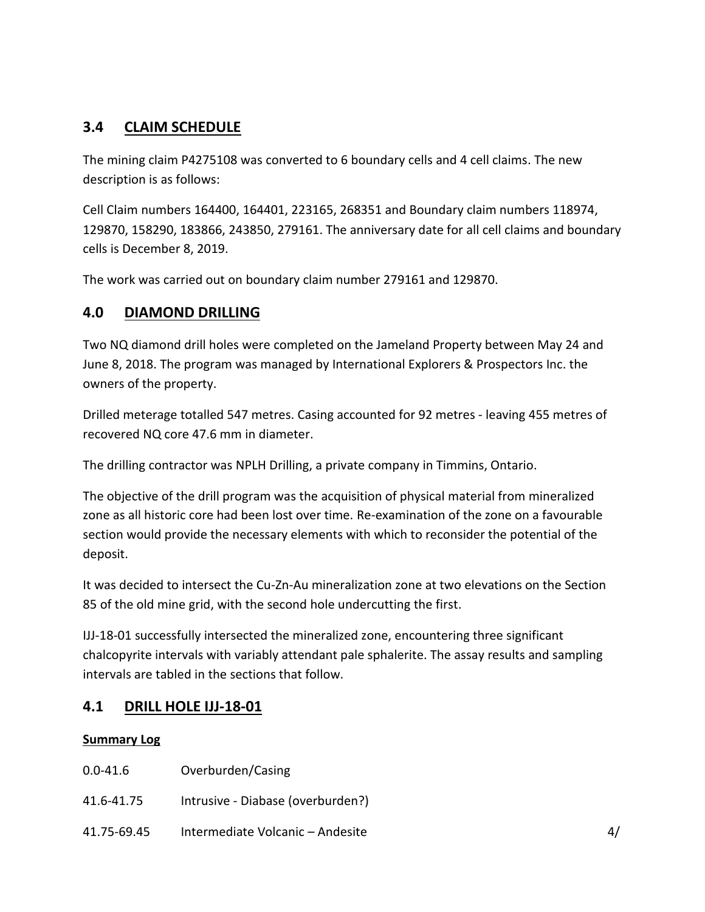## 3.4 CLAIM SCHEDULE

The mining claim P4275108 was converted to 6 boundary cells and 4 cell claims. The new description is as follows:

Cell Claim numbers 164400, 164401, 223165, 268351 and Boundary claim numbers 118974, 129870, 158290, 183866, 243850, 279161. The anniversary date for all cell claims and boundary cells is December 8, 2019.

The work was carried out on boundary claim number 279161 and 129870.

## 4.0 DIAMOND DRILLING

Two NQ diamond drill holes were completed on the Jameland Property between May 24 and June 8, 2018. The program was managed by International Explorers & Prospectors Inc. the owners of the property.

Drilled meterage totalled 547 metres. Casing accounted for 92 metres - leaving 455 metres of recovered NQ core 47.6 mm in diameter.

The drilling contractor was NPLH Drilling, a private company in Timmins, Ontario.

The objective of the drill program was the acquisition of physical material from mineralized zone as all historic core had been lost over time. Re-examination of the zone on a favourable section would provide the necessary elements with which to reconsider the potential of the deposit.

It was decided to intersect the Cu-Zn-Au mineralization zone at two elevations on the Section 85 of the old mine grid, with the second hole undercutting the first.

IJJ-18-01 successfully intersected the mineralized zone, encountering three significant chalcopyrite intervals with variably attendant pale sphalerite. The assay results and sampling intervals are tabled in the sections that follow.

## 4.1 DRILL HOLE IJJ-18-01

**Summary Log**

| | |
|---|---|
| 0.0-41.6 | Overburden/Casing |
| 41.6-41.75 | Intrusive - Diabase (overburden?) |
| 41.75-69.45 | Intermediate Volcanic – Andesite |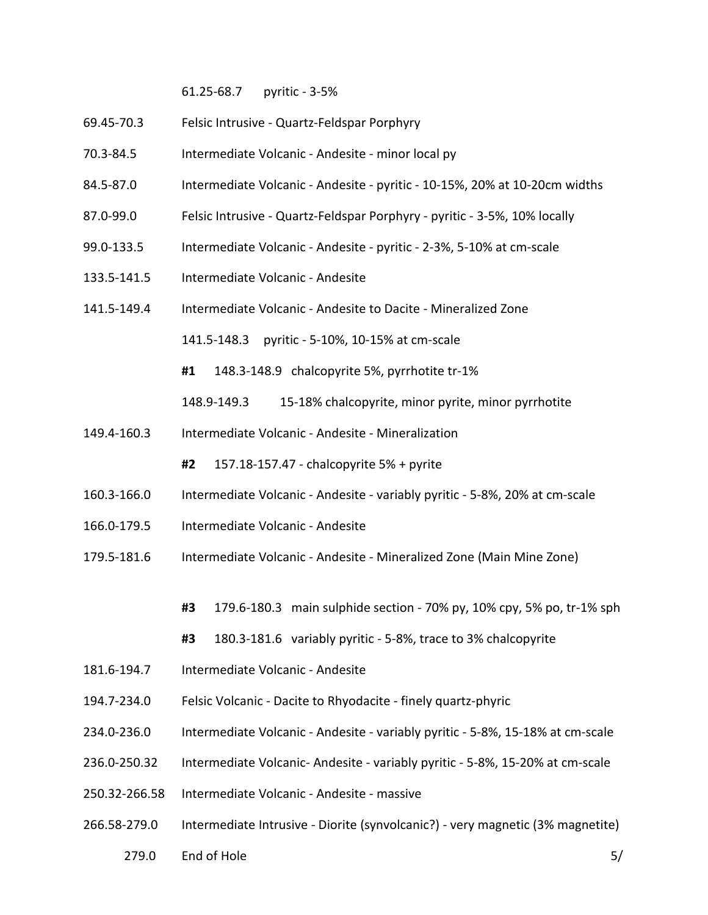61.25-68.7 pyritic - 3-5%

69.45-70.3 Felsic Intrusive - Quartz-Feldspar Porphyry

70.3-84.5 Intermediate Volcanic - Andesite - minor local py

84.5-87.0 Intermediate Volcanic - Andesite - pyritic - 10-15%, 20% at 10-20cm widths

87.0-99.0 Felsic Intrusive - Quartz-Feldspar Porphyry - pyritic - 3-5%, 10% locally

99.0-133.5 Intermediate Volcanic - Andesite - pyritic - 2-3%, 5-10% at cm-scale

133.5-141.5 Intermediate Volcanic - Andesite

141.5-149.4 Intermediate Volcanic - Andesite to Dacite - Mineralized Zone

141.5-148.3 pyritic - 5-10%, 10-15% at cm-scale

**#1** 148.3-148.9 chalcopyrite 5%, pyrrhotite tr-1%

148.9-149.3 15-18% chalcopyrite, minor pyrite, minor pyrrhotite

149.4-160.3 Intermediate Volcanic - Andesite - Mineralization

**#2** 157.18-157.47 - chalcopyrite 5% + pyrite

160.3-166.0 Intermediate Volcanic - Andesite - variably pyritic - 5-8%, 20% at cm-scale

166.0-179.5 Intermediate Volcanic - Andesite

179.5-181.6 Intermediate Volcanic - Andesite - Mineralized Zone (Main Mine Zone)

**#3** 179.6-180.3 main sulphide section - 70% py, 10% cpy, 5% po, tr-1% sph

**#3** 180.3-181.6 variably pyritic - 5-8%, trace to 3% chalcopyrite

181.6-194.7 Intermediate Volcanic - Andesite

194.7-234.0 Felsic Volcanic - Dacite to Rhyodacite - finely quartz-phyric

234.0-236.0 Intermediate Volcanic - Andesite - variably pyritic - 5-8%, 15-18% at cm-scale

236.0-250.32 Intermediate Volcanic- Andesite - variably pyritic - 5-8%, 15-20% at cm-scale

250.32-266.58 Intermediate Volcanic - Andesite - massive

266.58-279.0 Intermediate Intrusive - Diorite (synvolcanic?) - very magnetic (3% magnetite)

279.0 End of Hole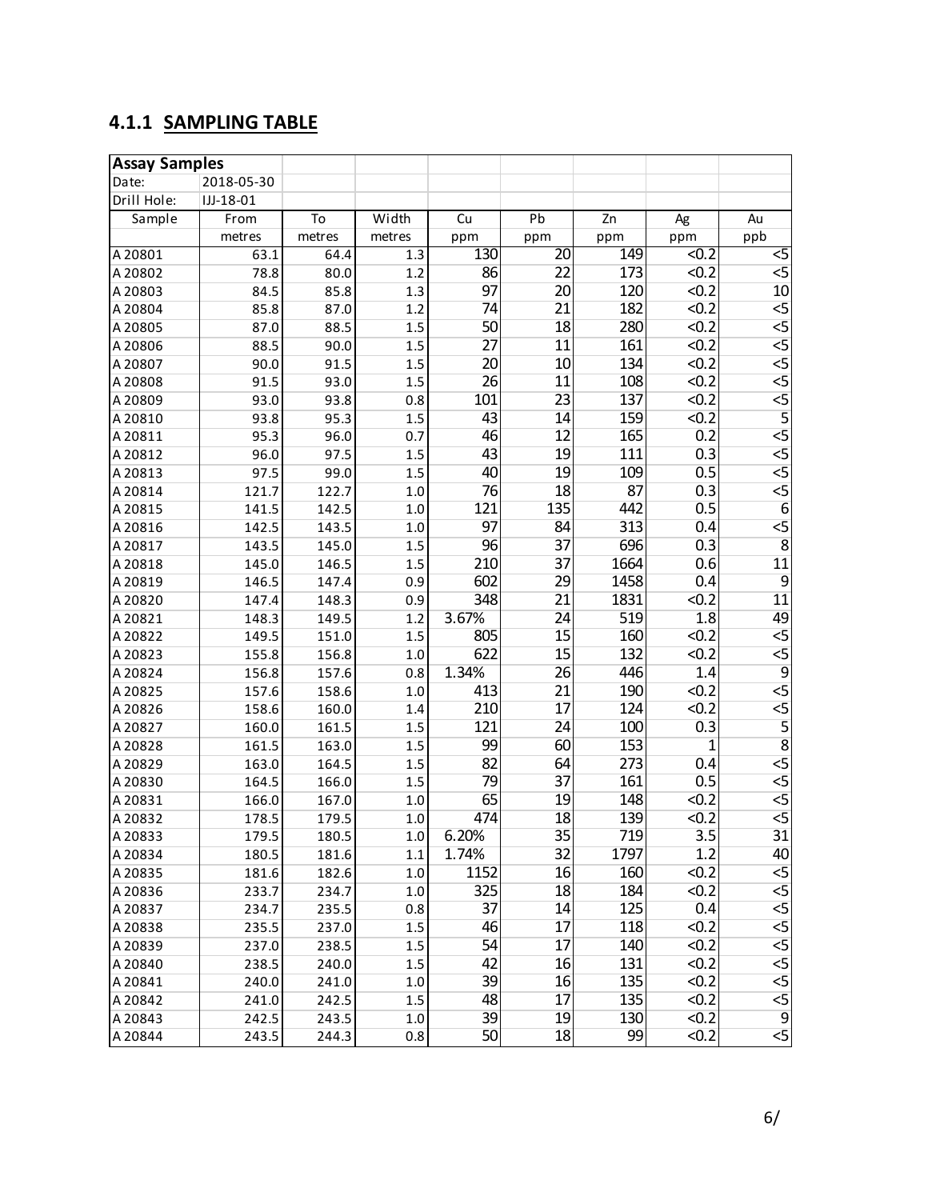### 4.1.1 SAMPLING TABLE

| Assay Samples | | | | | | | | |
|---|---|---|---|---|---|---|---|---|
| Date: | 2018-05-30 | | | | | | | |
| Drill Hole: | IJJ-18-01 | | | | | | | |
| Sample | From | To | Width | Cu | Pb | Zn | Ag | Au |
| | metres | metres | metres | ppm | ppm | ppm | ppm | ppb |
| A 20801 | 63.1 | 64.4 | 1.3 | 130 | 20 | 149 | <0.2 | <5 |
| A 20802 | 78.8 | 80.0 | 1.2 | 86 | 22 | 173 | <0.2 | <5 |
| A 20803 | 84.5 | 85.8 | 1.3 | 97 | 20 | 120 | <0.2 | 10 |
| A 20804 | 85.8 | 87.0 | 1.2 | 74 | 21 | 182 | <0.2 | <5 |
| A 20805 | 87.0 | 88.5 | 1.5 | 50 | 18 | 280 | <0.2 | <5 |
| A 20806 | 88.5 | 90.0 | 1.5 | 27 | 11 | 161 | <0.2 | <5 |
| A 20807 | 90.0 | 91.5 | 1.5 | 20 | 10 | 134 | <0.2 | <5 |
| A 20808 | 91.5 | 93.0 | 1.5 | 26 | 11 | 108 | <0.2 | <5 |
| A 20809 | 93.0 | 93.8 | 0.8 | 101 | 23 | 137 | <0.2 | <5 |
| A 20810 | 93.8 | 95.3 | 1.5 | 43 | 14 | 159 | <0.2 | 5 |
| A 20811 | 95.3 | 96.0 | 0.7 | 46 | 12 | 165 | 0.2 | <5 |
| A 20812 | 96.0 | 97.5 | 1.5 | 43 | 19 | 111 | 0.3 | <5 |
| A 20813 | 97.5 | 99.0 | 1.5 | 40 | 19 | 109 | 0.5 | <5 |
| A 20814 | 121.7 | 122.7 | 1.0 | 76 | 18 | 87 | 0.3 | <5 |
| A 20815 | 141.5 | 142.5 | 1.0 | 121 | 135 | 442 | 0.5 | 6 |
| A 20816 | 142.5 | 143.5 | 1.0 | 97 | 84 | 313 | 0.4 | <5 |
| A 20817 | 143.5 | 145.0 | 1.5 | 96 | 37 | 696 | 0.3 | 8 |
| A 20818 | 145.0 | 146.5 | 1.5 | 210 | 37 | 1664 | 0.6 | 11 |
| A 20819 | 146.5 | 147.4 | 0.9 | 602 | 29 | 1458 | 0.4 | 9 |
| A 20820 | 147.4 | 148.3 | 0.9 | 348 | 21 | 1831 | <0.2 | 11 |
| A 20821 | 148.3 | 149.5 | 1.2 | 3.67% | 24 | 519 | 1.8 | 49 |
| A 20822 | 149.5 | 151.0 | 1.5 | 805 | 15 | 160 | <0.2 | <5 |
| A 20823 | 155.8 | 156.8 | 1.0 | 622 | 15 | 132 | <0.2 | <5 |
| A 20824 | 156.8 | 157.6 | 0.8 | 1.34% | 26 | 446 | 1.4 | 9 |
| A 20825 | 157.6 | 158.6 | 1.0 | 413 | 21 | 190 | <0.2 | <5 |
| A 20826 | 158.6 | 160.0 | 1.4 | 210 | 17 | 124 | <0.2 | <5 |
| A 20827 | 160.0 | 161.5 | 1.5 | 121 | 24 | 100 | 0.3 | 5 |
| A 20828 | 161.5 | 163.0 | 1.5 | 99 | 60 | 153 | 1 | 8 |
| A 20829 | 163.0 | 164.5 | 1.5 | 82 | 64 | 273 | 0.4 | <5 |
| A 20830 | 164.5 | 166.0 | 1.5 | 79 | 37 | 161 | 0.5 | <5 |
| A 20831 | 166.0 | 167.0 | 1.0 | 65 | 19 | 148 | <0.2 | <5 |
| A 20832 | 178.5 | 179.5 | 1.0 | 474 | 18 | 139 | <0.2 | <5 |
| A 20833 | 179.5 | 180.5 | 1.0 | 6.20% | 35 | 719 | 3.5 | 31 |
| A 20834 | 180.5 | 181.6 | 1.1 | 1.74% | 32 | 1797 | 1.2 | 40 |
| A 20835 | 181.6 | 182.6 | 1.0 | 1152 | 16 | 160 | <0.2 | <5 |
| A 20836 | 233.7 | 234.7 | 1.0 | 325 | 18 | 184 | <0.2 | <5 |
| A 20837 | 234.7 | 235.5 | 0.8 | 37 | 14 | 125 | 0.4 | <5 |
| A 20838 | 235.5 | 237.0 | 1.5 | 46 | 17 | 118 | <0.2 | <5 |
| A 20839 | 237.0 | 238.5 | 1.5 | 54 | 17 | 140 | <0.2 | <5 |
| A 20840 | 238.5 | 240.0 | 1.5 | 42 | 16 | 131 | <0.2 | <5 |
| A 20841 | 240.0 | 241.0 | 1.0 | 39 | 16 | 135 | <0.2 | <5 |
| A 20842 | 241.0 | 242.5 | 1.5 | 48 | 17 | 135 | <0.2 | <5 |
| A 20843 | 242.5 | 243.5 | 1.0 | 39 | 19 | 130 | <0.2 | 9 |
| A 20844 | 243.5 | 244.3 | 0.8 | 50 | 18 | 99 | <0.2 | <5 |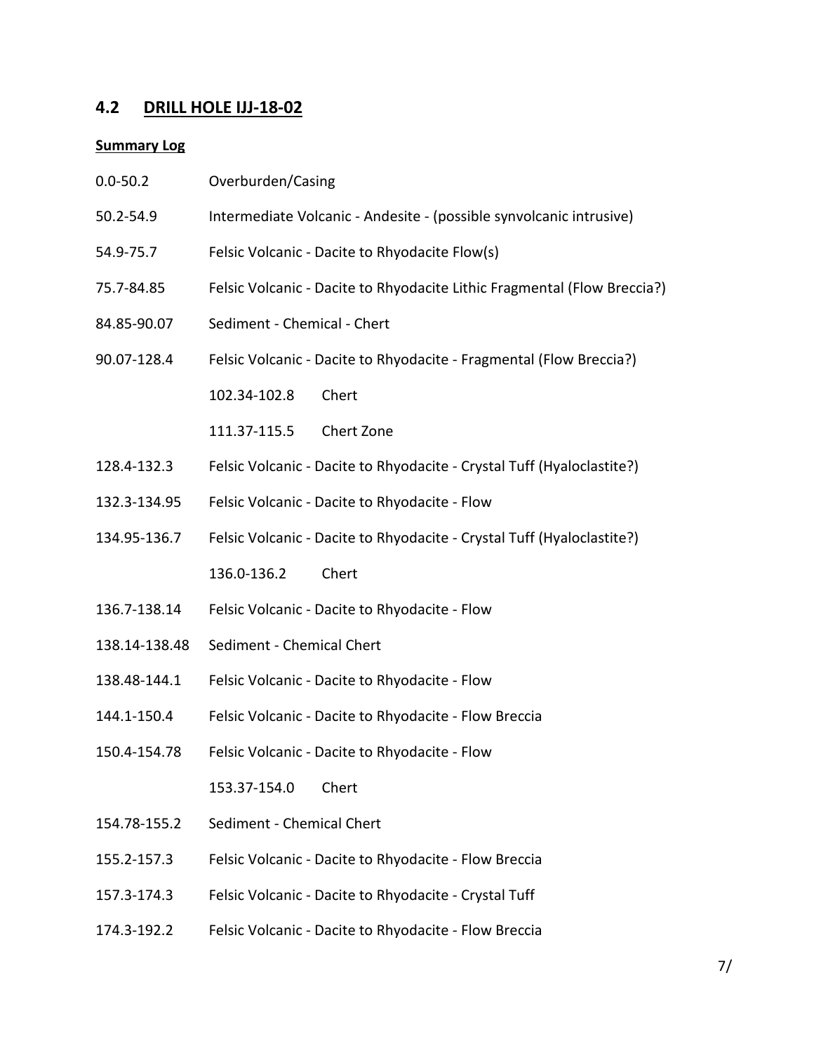## 4.2 DRILL HOLE IJJ-18-02

**Summary Log**

| | |
|---|---|
| 0.0-50.2 | Overburden/Casing |
| 50.2-54.9 | Intermediate Volcanic - Andesite - (possible synvolcanic intrusive) |
| 54.9-75.7 | Felsic Volcanic - Dacite to Rhyodacite Flow(s) |
| 75.7-84.85 | Felsic Volcanic - Dacite to Rhyodacite Lithic Fragmental (Flow Breccia?) |
| 84.85-90.07 | Sediment - Chemical - Chert |
| 90.07-128.4 | Felsic Volcanic - Dacite to Rhyodacite - Fragmental (Flow Breccia?) |
| | 102.34-102.8 Chert |
| | 111.37-115.5 Chert Zone |
| 128.4-132.3 | Felsic Volcanic - Dacite to Rhyodacite - Crystal Tuff (Hyaloclastite?) |
| 132.3-134.95 | Felsic Volcanic - Dacite to Rhyodacite - Flow |
| 134.95-136.7 | Felsic Volcanic - Dacite to Rhyodacite - Crystal Tuff (Hyaloclastite?) |
| | 136.0-136.2 Chert |
| 136.7-138.14 | Felsic Volcanic - Dacite to Rhyodacite - Flow |
| 138.14-138.48 | Sediment - Chemical Chert |
| 138.48-144.1 | Felsic Volcanic - Dacite to Rhyodacite - Flow |
| 144.1-150.4 | Felsic Volcanic - Dacite to Rhyodacite - Flow Breccia |
| 150.4-154.78 | Felsic Volcanic - Dacite to Rhyodacite - Flow |
| | 153.37-154.0 Chert |
| 154.78-155.2 | Sediment - Chemical Chert |
| 155.2-157.3 | Felsic Volcanic - Dacite to Rhyodacite - Flow Breccia |
| 157.3-174.3 | Felsic Volcanic - Dacite to Rhyodacite - Crystal Tuff |
| 174.3-192.2 | Felsic Volcanic - Dacite to Rhyodacite - Flow Breccia |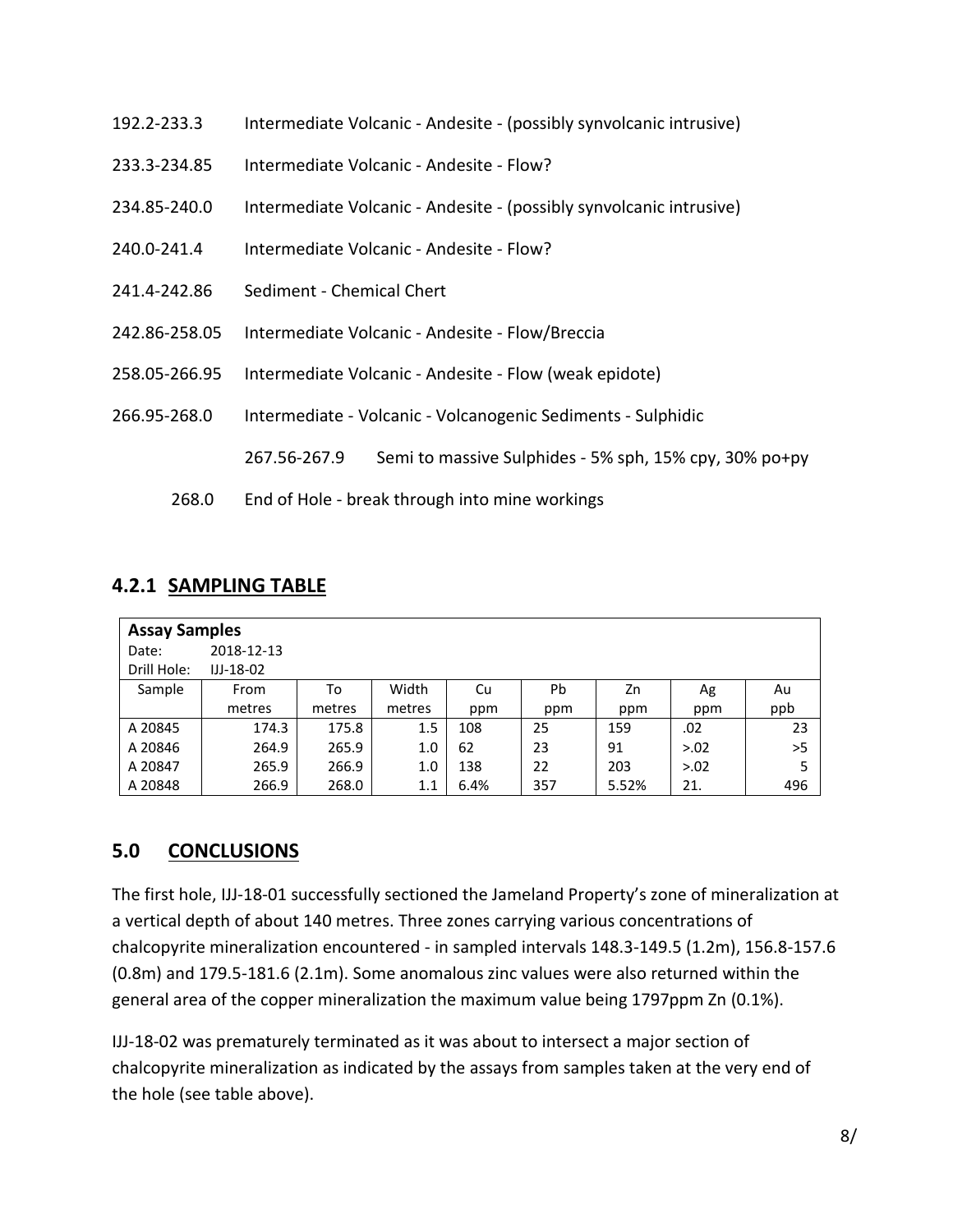192.2-233.3 Intermediate Volcanic - Andesite - (possibly synvolcanic intrusive)

233.3-234.85 Intermediate Volcanic - Andesite - Flow?

234.85-240.0 Intermediate Volcanic - Andesite - (possibly synvolcanic intrusive)

240.0-241.4 Intermediate Volcanic - Andesite - Flow?

241.4-242.86 Sediment - Chemical Chert

242.86-258.05 Intermediate Volcanic - Andesite - Flow/Breccia

258.05-266.95 Intermediate Volcanic - Andesite - Flow (weak epidote)

266.95-268.0 Intermediate - Volcanic - Volcanogenic Sediments - Sulphidic

267.56-267.9 Semi to massive Sulphides - 5% sph, 15% cpy, 30% po+py

268.0 End of Hole - break through into mine workings

### 4.2.1 SAMPLING TABLE

**Assay Samples**
Date: 2018-12-13
Drill Hole: IJJ-18-02

| Sample | From metres | To metres | Width metres | Cu ppm | Pb ppm | Zn ppm | Ag ppm | Au ppb |
|---|---|---|---|---|---|---|---|---|
| A 20845 | 174.3 | 175.8 | 1.5 | 108 | 25 | 159 | .02 | 23 |
| A 20846 | 264.9 | 265.9 | 1.0 | 62 | 23 | 91 | >.02 | >5 |
| A 20847 | 265.9 | 266.9 | 1.0 | 138 | 22 | 203 | >.02 | 5 |
| A 20848 | 266.9 | 268.0 | 1.1 | 6.4% | 357 | 5.52% | 21. | 496 |

## 5.0 CONCLUSIONS

The first hole, IJJ-18-01 successfully sectioned the Jameland Property's zone of mineralization at a vertical depth of about 140 metres. Three zones carrying various concentrations of chalcopyrite mineralization encountered - in sampled intervals 148.3-149.5 (1.2m), 156.8-157.6 (0.8m) and 179.5-181.6 (2.1m). Some anomalous zinc values were also returned within the general area of the copper mineralization the maximum value being 1797ppm Zn (0.1%).

IJJ-18-02 was prematurely terminated as it was about to intersect a major section of chalcopyrite mineralization as indicated by the assays from samples taken at the very end of the hole (see table above).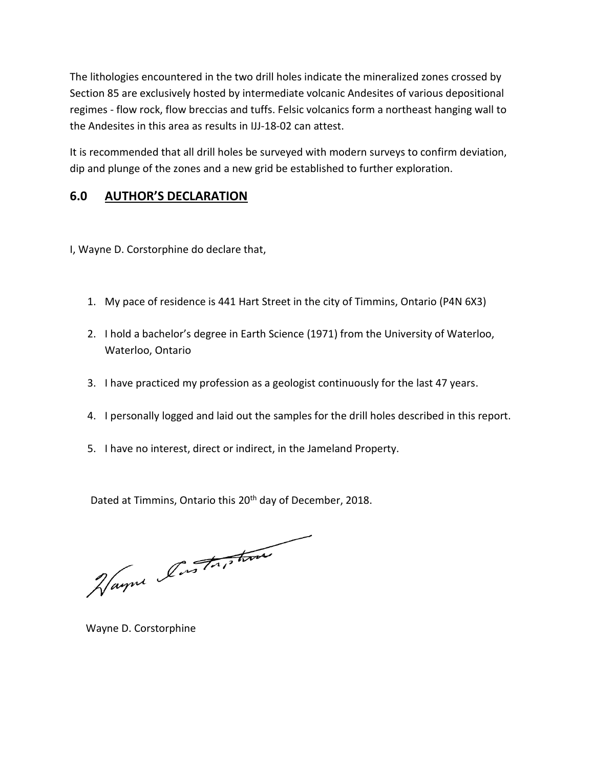The lithologies encountered in the two drill holes indicate the mineralized zones crossed by Section 85 are exclusively hosted by intermediate volcanic Andesites of various depositional regimes - flow rock, flow breccias and tuffs. Felsic volcanics form a northeast hanging wall to the Andesites in this area as results in IJJ-18-02 can attest.

It is recommended that all drill holes be surveyed with modern surveys to confirm deviation, dip and plunge of the zones and a new grid be established to further exploration.

## 6.0 <u>AUTHOR'S DECLARATION</u>

I, Wayne D. Corstorphine do declare that,

1. My pace of residence is 441 Hart Street in the city of Timmins, Ontario (P4N 6X3)
2. I hold a bachelor's degree in Earth Science (1971) from the University of Waterloo, Waterloo, Ontario
3. I have practiced my profession as a geologist continuously for the last 47 years.
4. I personally logged and laid out the samples for the drill holes described in this report.
5. I have no interest, direct or indirect, in the Jameland Property.

Dated at Timmins, Ontario this 20th day of December, 2018.

Wayne D. Corstorphine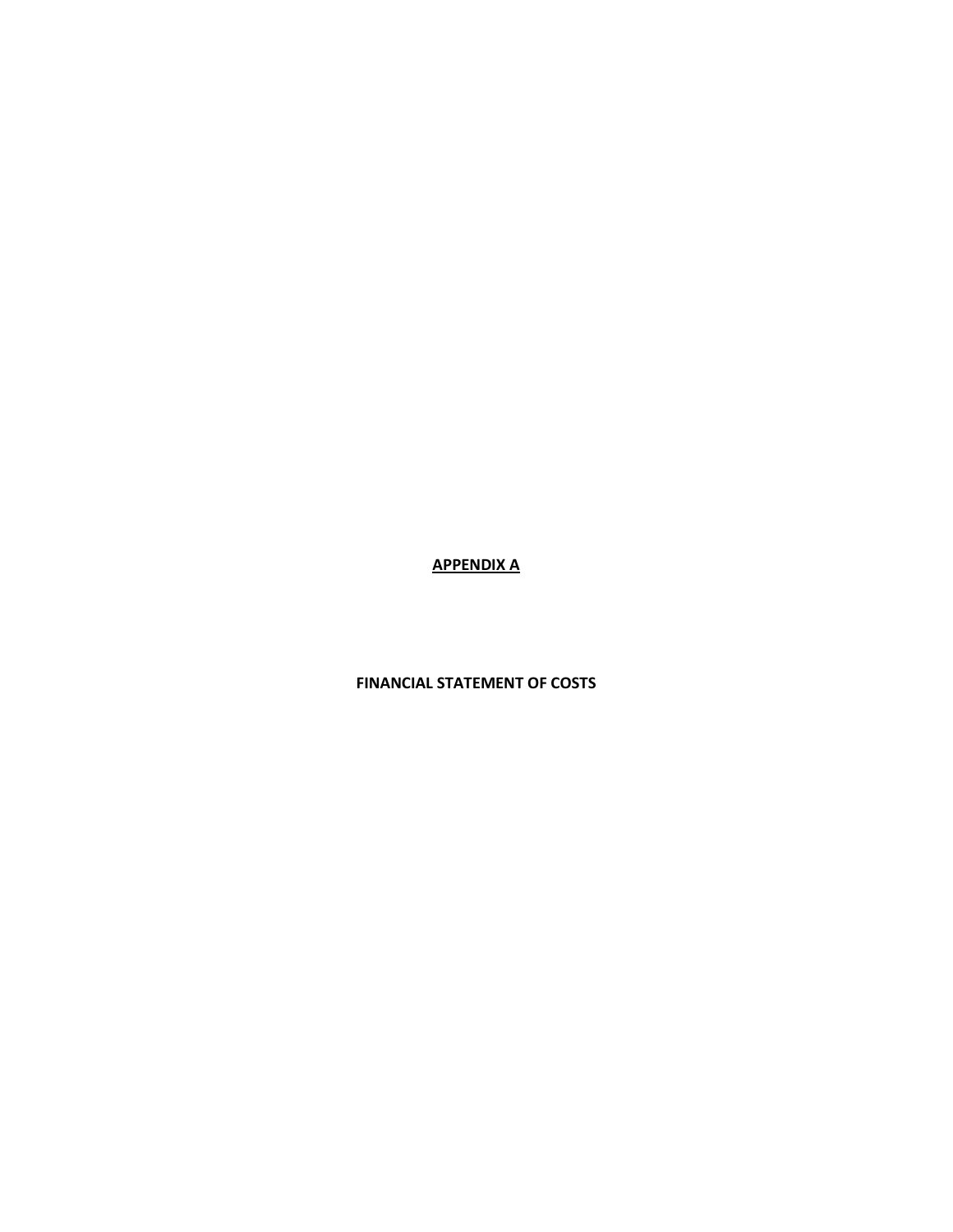**APPENDIX A**

**FINANCIAL STATEMENT OF COSTS**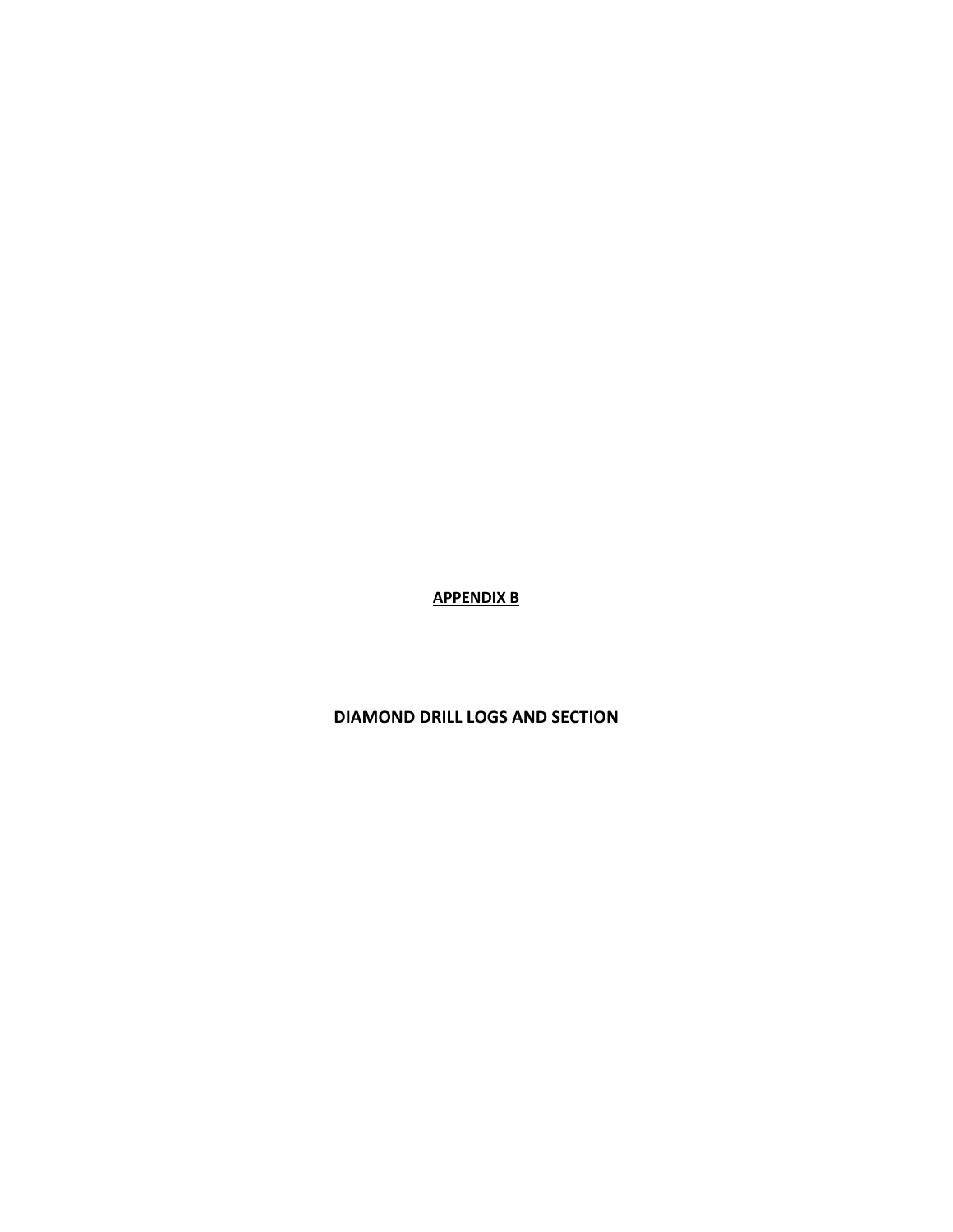**APPENDIX B**

**DIAMOND DRILL LOGS AND SECTION**